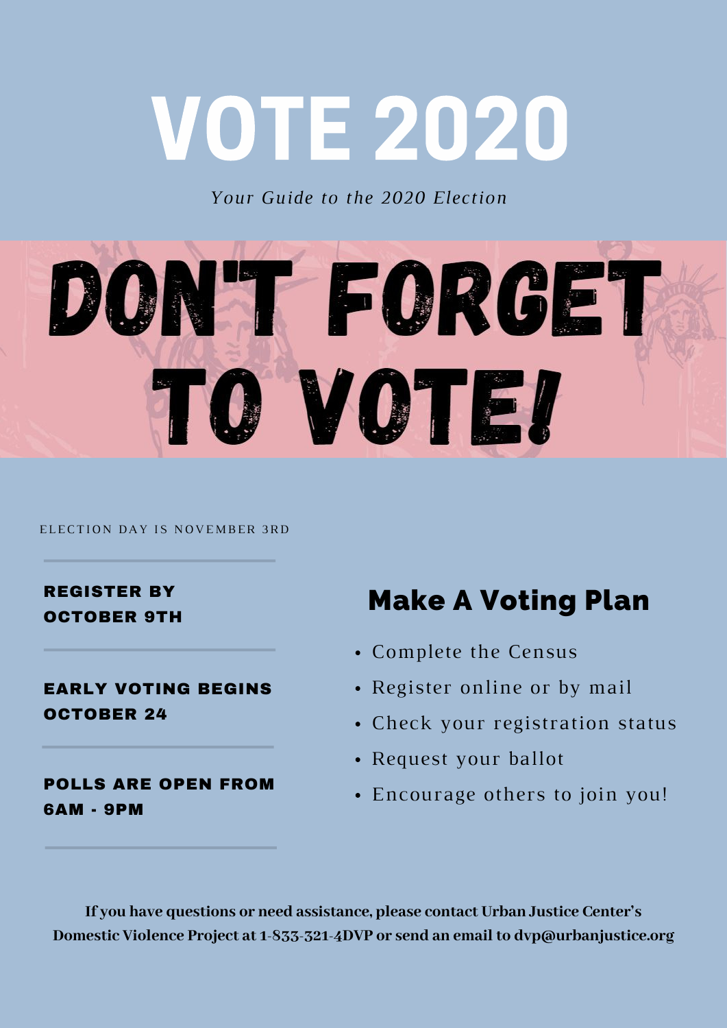# VOTE 2020

*Your Guide to the 2020 Election*

# DON'T FORGET TO VOTE!

ELECTION DAY IS NOVEMBER 3RD

**REGISTER BY OCTOBER 9TH**

**EARLY VOTING BEGINS OCTOBER 24**

**POLLS ARE OPEN FROM 6AM - 9PM**

## Make A Voting Plan

- Complete the Census
- Register online or by mail
- Check your registration status
- Request your ballot
- Encourage others to join you!

**If you have questions or need assistance, please contact Urban Justice Center's Domestic Violence Project at 1-833-321-4DVP or send an email to dvp@urbanjustice.org**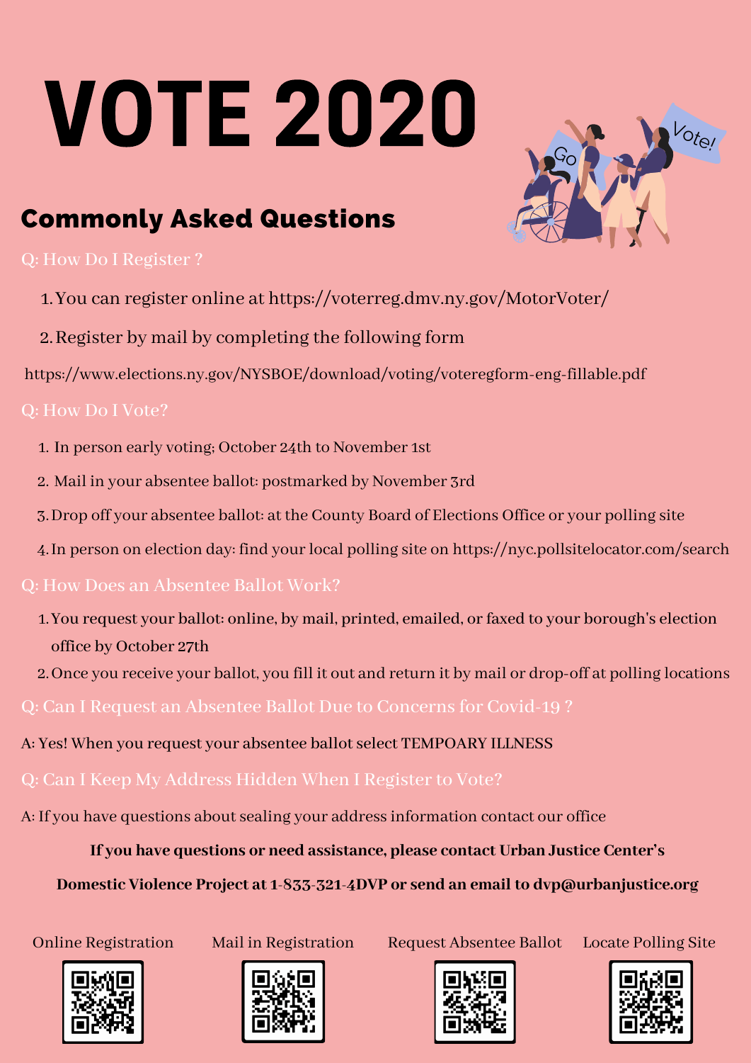# VOTE 2020

## Commonly Asked Questions

Q: How Do I Register ?

1. You can register online at https://voterreg.dmv.ny.gov/MotorVoter/
2. Register by mail by completing the following form

https://www.elections.ny.gov/NYSBOE/download/voting/voteregform-eng-fillable.pdf

Q: How Do I Vote?

1. In person early voting; October 24th to November 1st
2. Mail in your absentee ballot: postmarked by November 3rd
3. Drop off your absentee ballot: at the County Board of Elections Office or your polling site
4. In person on election day: find your local polling site on https://nyc.pollsitelocator.com/search

Q: How Does an Absentee Ballot Work?

1. You request your ballot: online, by mail, printed, emailed, or faxed to your borough's election office by October 27th
2. Once you receive your ballot, you fill it out and return it by mail or drop-off at polling locations

Q: Can I Request an Absentee Ballot Due to Concerns for Covid-19 ?

A: Yes! When you request your absentee ballot select TEMPOARY ILLNESS

Q: Can I Keep My Address Hidden When I Register to Vote?

A: If you have questions about sealing your address information contact our office

**If you have questions or need assistance, please contact Urban Justice Center's Domestic Violence Project at 1-833-321-4DVP or send an email to dvp@urbanjustice.org**

Online Registration

Mail in Registration

Request Absentee Ballot

Locate Polling Site